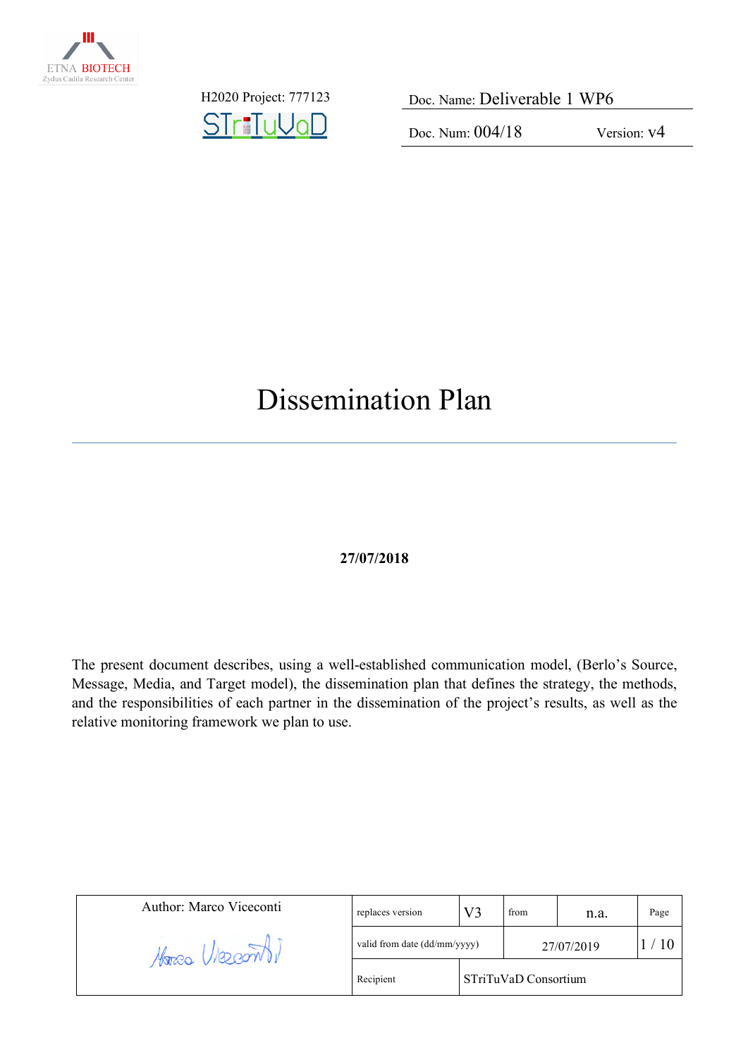ETNA BIOTECH
Zydus Cadila Research Center

H2020 Project: 777123

STriTuVaD

| Doc. Name: Deliverable 1 WP6 | |
| --- | --- |
| Doc. Num: 004/18 | Version: v4 |

# Dissemination Plan

**27/07/2018**

The present document describes, using a well-established communication model, (Berlo's Source, Message, Media, and Target model), the dissemination plan that defines the strategy, the methods, and the responsibilities of each partner in the dissemination of the project's results, as well as the relative monitoring framework we plan to use.

| Author: Marco Viceconti | replaces version | V3 | from | n.a. | Page |
| --- | --- | --- | --- | --- | --- |
| | valid from date (dd/mm/yyyy) | | 27/07/2019 | | 1 / 10 |
| | Recipient | STriTuVaD Consortium | | | |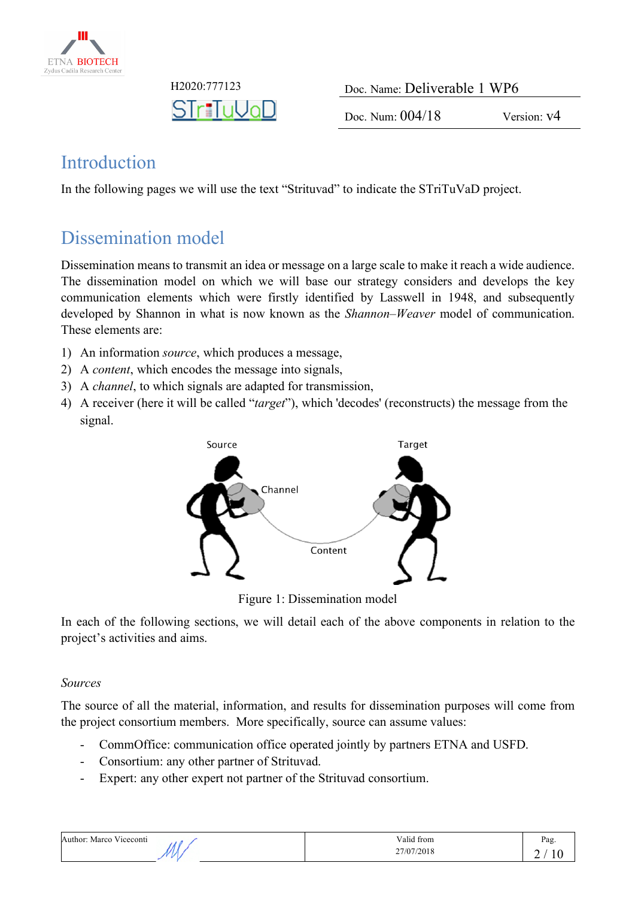# Introduction

In the following pages we will use the text "Strituvad" to indicate the STriTuVaD project.

# Dissemination model

Dissemination means to transmit an idea or message on a large scale to make it reach a wide audience. The dissemination model on which we will base our strategy considers and develops the key communication elements which were firstly identified by Lasswell in 1948, and subsequently developed by Shannon in what is now known as the *Shannon–Weaver* model of communication. These elements are:

1) An information *source*, which produces a message,
2) A *content*, which encodes the message into signals,
3) A *channel*, to which signals are adapted for transmission,
4) A receiver (here it will be called "*target*"), which 'decodes' (reconstructs) the message from the signal.

Figure 1: Dissemination model

In each of the following sections, we will detail each of the above components in relation to the project's activities and aims.

### *Sources*

The source of all the material, information, and results for dissemination purposes will come from the project consortium members. More specifically, source can assume values:

- CommOffice: communication office operated jointly by partners ETNA and USFD.
- Consortium: any other partner of Strituvad.
- Expert: any other expert not partner of the Strituvad consortium.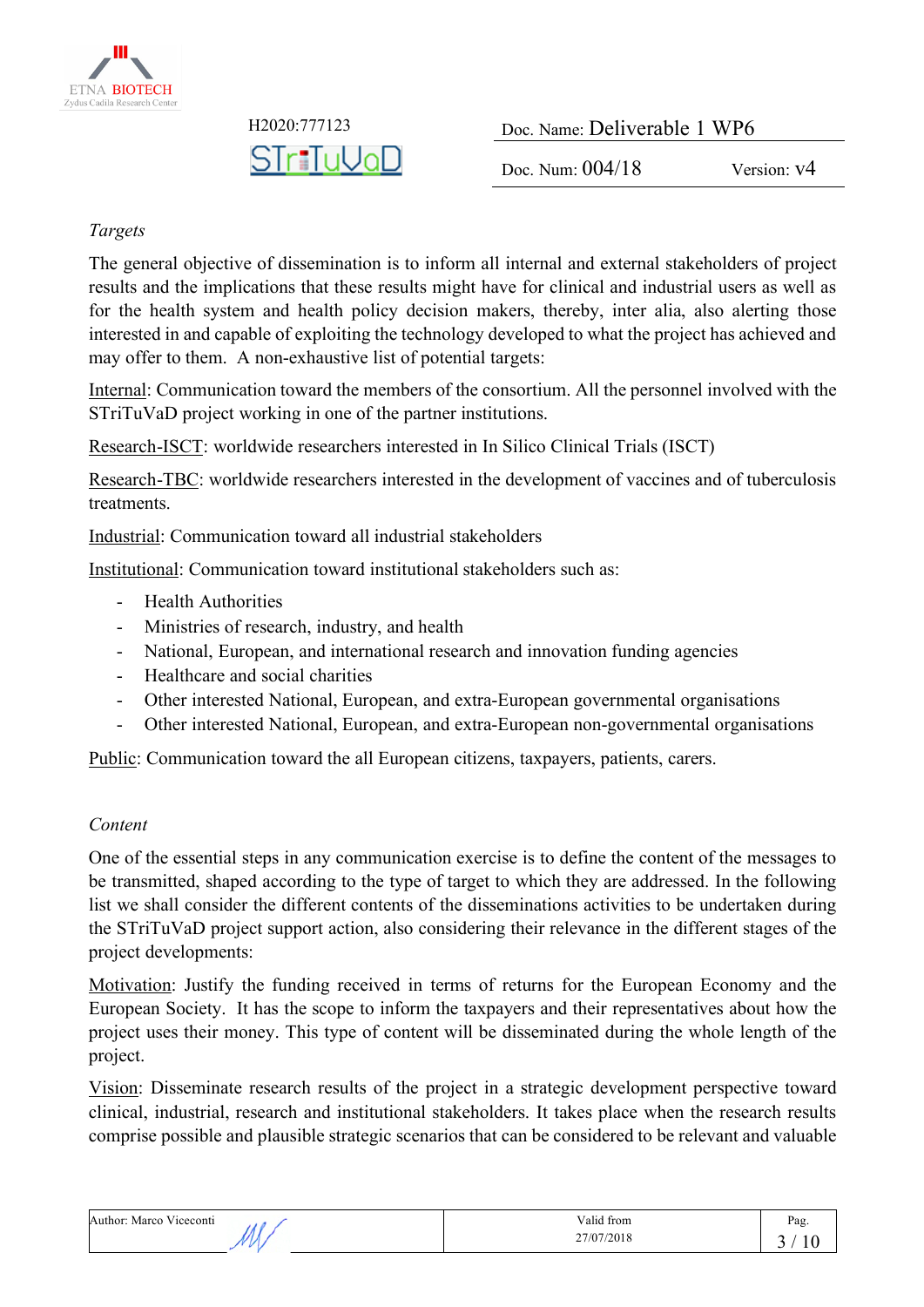*Targets*

The general objective of dissemination is to inform all internal and external stakeholders of project results and the implications that these results might have for clinical and industrial users as well as for the health system and health policy decision makers, thereby, inter alia, also alerting those interested in and capable of exploiting the technology developed to what the project has achieved and may offer to them. A non-exhaustive list of potential targets:

Internal: Communication toward the members of the consortium. All the personnel involved with the STriTuVaD project working in one of the partner institutions.

Research-ISCT: worldwide researchers interested in In Silico Clinical Trials (ISCT)

Research-TBC: worldwide researchers interested in the development of vaccines and of tuberculosis treatments.

Industrial: Communication toward all industrial stakeholders

Institutional: Communication toward institutional stakeholders such as:

- Health Authorities
- Ministries of research, industry, and health
- National, European, and international research and innovation funding agencies
- Healthcare and social charities
- Other interested National, European, and extra-European governmental organisations
- Other interested National, European, and extra-European non-governmental organisations

Public: Communication toward the all European citizens, taxpayers, patients, carers.

*Content*

One of the essential steps in any communication exercise is to define the content of the messages to be transmitted, shaped according to the type of target to which they are addressed. In the following list we shall consider the different contents of the disseminations activities to be undertaken during the STriTuVaD project support action, also considering their relevance in the different stages of the project developments:

Motivation: Justify the funding received in terms of returns for the European Economy and the European Society. It has the scope to inform the taxpayers and their representatives about how the project uses their money. This type of content will be disseminated during the whole length of the project.

Vision: Disseminate research results of the project in a strategic development perspective toward clinical, industrial, research and institutional stakeholders. It takes place when the research results comprise possible and plausible strategic scenarios that can be considered to be relevant and valuable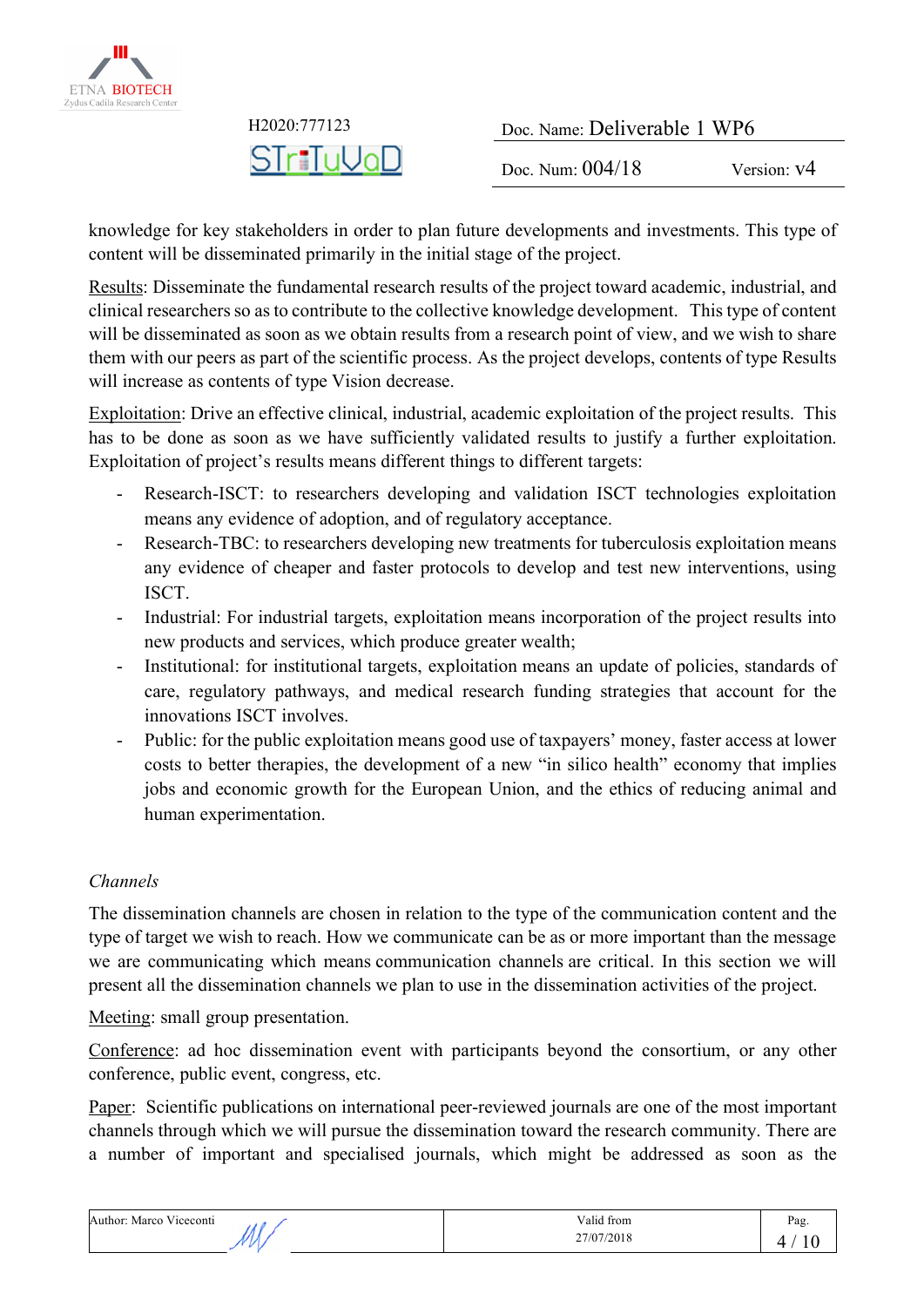knowledge for key stakeholders in order to plan future developments and investments. This type of content will be disseminated primarily in the initial stage of the project.

<u>Results</u>: Disseminate the fundamental research results of the project toward academic, industrial, and clinical researchers so as to contribute to the collective knowledge development. This type of content will be disseminated as soon as we obtain results from a research point of view, and we wish to share them with our peers as part of the scientific process. As the project develops, contents of type Results will increase as contents of type Vision decrease.

<u>Exploitation</u>: Drive an effective clinical, industrial, academic exploitation of the project results. This has to be done as soon as we have sufficiently validated results to justify a further exploitation. Exploitation of project's results means different things to different targets:

- Research-ISCT: to researchers developing and validation ISCT technologies exploitation means any evidence of adoption, and of regulatory acceptance.
- Research-TBC: to researchers developing new treatments for tuberculosis exploitation means any evidence of cheaper and faster protocols to develop and test new interventions, using ISCT.
- Industrial: For industrial targets, exploitation means incorporation of the project results into new products and services, which produce greater wealth;
- Institutional: for institutional targets, exploitation means an update of policies, standards of care, regulatory pathways, and medical research funding strategies that account for the innovations ISCT involves.
- Public: for the public exploitation means good use of taxpayers' money, faster access at lower costs to better therapies, the development of a new "in silico health" economy that implies jobs and economic growth for the European Union, and the ethics of reducing animal and human experimentation.

*Channels*

The dissemination channels are chosen in relation to the type of the communication content and the type of target we wish to reach. How we communicate can be as or more important than the message we are communicating which means communication channels are critical. In this section we will present all the dissemination channels we plan to use in the dissemination activities of the project.

<u>Meeting</u>: small group presentation.

<u>Conference</u>: ad hoc dissemination event with participants beyond the consortium, or any other conference, public event, congress, etc.

<u>Paper</u>: Scientific publications on international peer-reviewed journals are one of the most important channels through which we will pursue the dissemination toward the research community. There are a number of important and specialised journals, which might be addressed as soon as the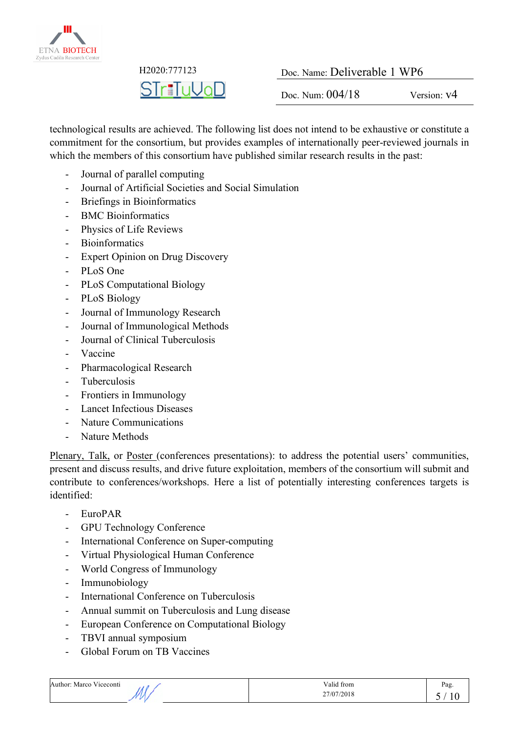technological results are achieved. The following list does not intend to be exhaustive or constitute a commitment for the consortium, but provides examples of internationally peer-reviewed journals in which the members of this consortium have published similar research results in the past:

- Journal of parallel computing
- Journal of Artificial Societies and Social Simulation
- Briefings in Bioinformatics
- BMC Bioinformatics
- Physics of Life Reviews
- Bioinformatics
- Expert Opinion on Drug Discovery
- PLoS One
- PLoS Computational Biology
- PLoS Biology
- Journal of Immunology Research
- Journal of Immunological Methods
- Journal of Clinical Tuberculosis
- Vaccine
- Pharmacological Research
- Tuberculosis
- Frontiers in Immunology
- Lancet Infectious Diseases
- Nature Communications
- Nature Methods

<u>Plenary, Talk,</u> or <u>Poster</u> (conferences presentations): to address the potential users' communities, present and discuss results, and drive future exploitation, members of the consortium will submit and contribute to conferences/workshops. Here a list of potentially interesting conferences targets is identified:

- EuroPAR
- GPU Technology Conference
- International Conference on Super-computing
- Virtual Physiological Human Conference
- World Congress of Immunology
- Immunobiology
- International Conference on Tuberculosis
- Annual summit on Tuberculosis and Lung disease
- European Conference on Computational Biology
- TBVI annual symposium
- Global Forum on TB Vaccines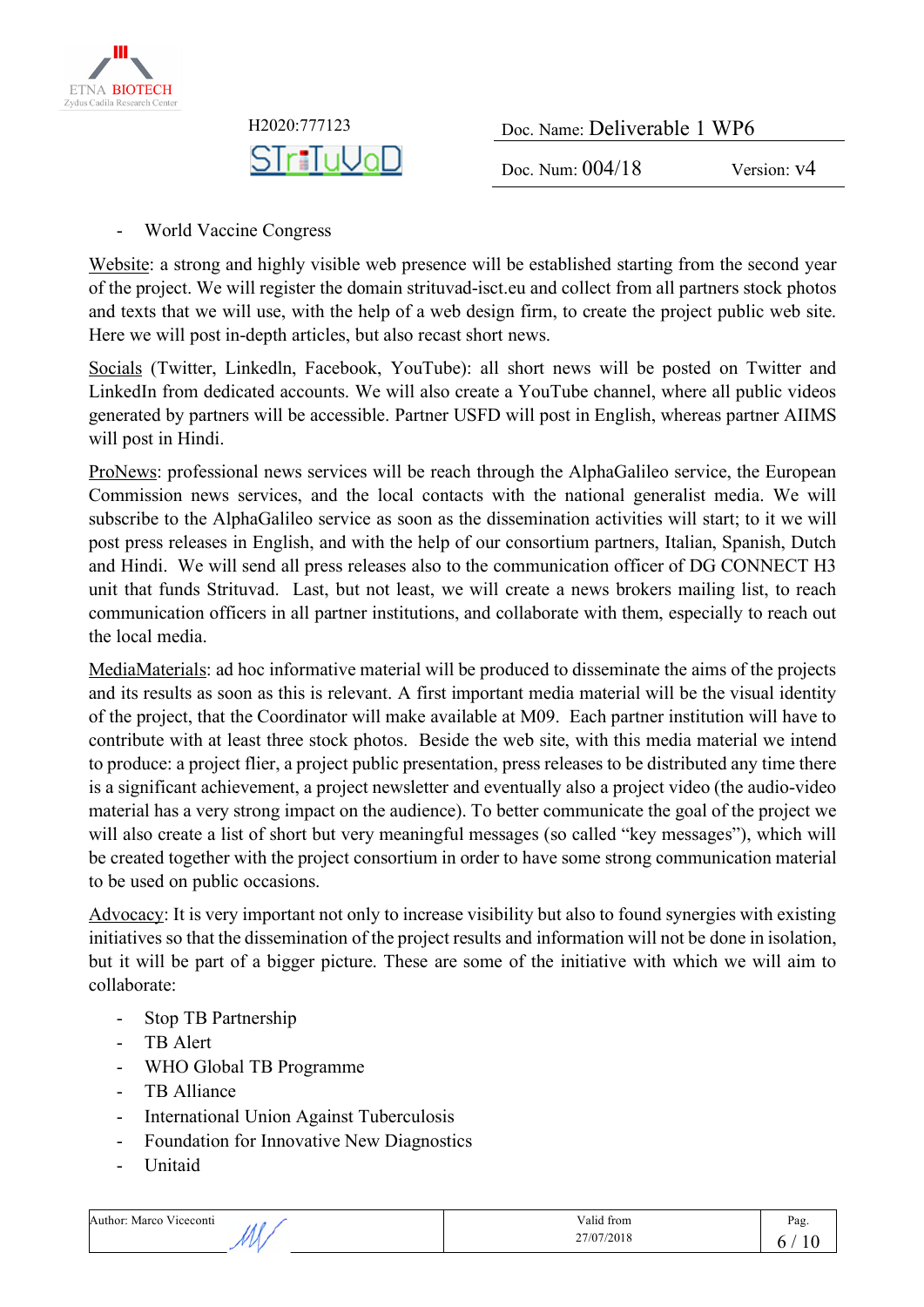- World Vaccine Congress

Website: a strong and highly visible web presence will be established starting from the second year of the project. We will register the domain strituvad-isct.eu and collect from all partners stock photos and texts that we will use, with the help of a web design firm, to create the project public web site. Here we will post in-depth articles, but also recast short news.

Socials (Twitter, Linkedln, Facebook, YouTube): all short news will be posted on Twitter and LinkedIn from dedicated accounts. We will also create a YouTube channel, where all public videos generated by partners will be accessible. Partner USFD will post in English, whereas partner AIIMS will post in Hindi.

ProNews: professional news services will be reach through the AlphaGalileo service, the European Commission news services, and the local contacts with the national generalist media. We will subscribe to the AlphaGalileo service as soon as the dissemination activities will start; to it we will post press releases in English, and with the help of our consortium partners, Italian, Spanish, Dutch and Hindi. We will send all press releases also to the communication officer of DG CONNECT H3 unit that funds Strituvad. Last, but not least, we will create a news brokers mailing list, to reach communication officers in all partner institutions, and collaborate with them, especially to reach out the local media.

MediaMaterials: ad hoc informative material will be produced to disseminate the aims of the projects and its results as soon as this is relevant. A first important media material will be the visual identity of the project, that the Coordinator will make available at M09. Each partner institution will have to contribute with at least three stock photos. Beside the web site, with this media material we intend to produce: a project flier, a project public presentation, press releases to be distributed any time there is a significant achievement, a project newsletter and eventually also a project video (the audio-video material has a very strong impact on the audience). To better communicate the goal of the project we will also create a list of short but very meaningful messages (so called "key messages"), which will be created together with the project consortium in order to have some strong communication material to be used on public occasions.

Advocacy: It is very important not only to increase visibility but also to found synergies with existing initiatives so that the dissemination of the project results and information will not be done in isolation, but it will be part of a bigger picture. These are some of the initiative with which we will aim to collaborate:

- Stop TB Partnership
- TB Alert
- WHO Global TB Programme
- TB Alliance
- International Union Against Tuberculosis
- Foundation for Innovative New Diagnostics
- Unitaid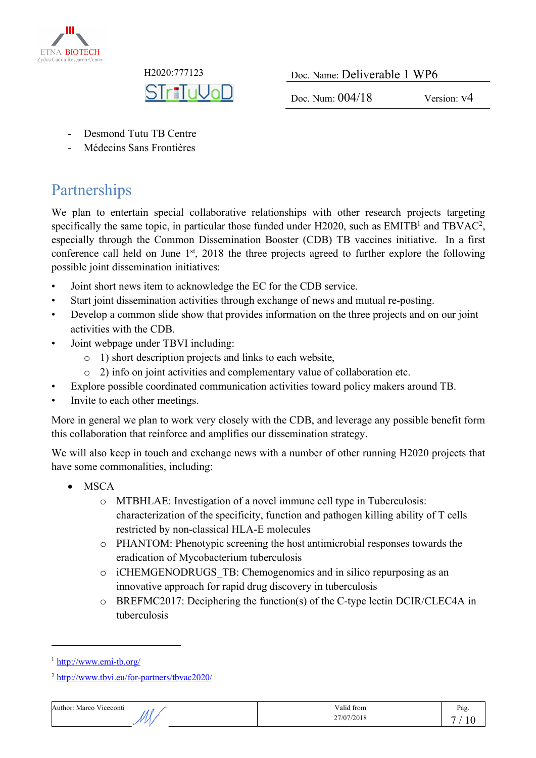- Desmond Tutu TB Centre
- Médecins Sans Frontières

# Partnerships

We plan to entertain special collaborative relationships with other research projects targeting specifically the same topic, in particular those funded under H2020, such as EMITB[1] and TBVAC[2], especially through the Common Dissemination Booster (CDB) TB vaccines initiative. In a first conference call held on June 1st, 2018 the three projects agreed to further explore the following possible joint dissemination initiatives:

- Joint short news item to acknowledge the EC for the CDB service.
- Start joint dissemination activities through exchange of news and mutual re-posting.
- Develop a common slide show that provides information on the three projects and on our joint activities with the CDB.
- Joint webpage under TBVI including:
  - 1) short description projects and links to each website,
  - 2) info on joint activities and complementary value of collaboration etc.
- Explore possible coordinated communication activities toward policy makers around TB.
- Invite to each other meetings.

More in general we plan to work very closely with the CDB, and leverage any possible benefit form this collaboration that reinforce and amplifies our dissemination strategy.

We will also keep in touch and exchange news with a number of other running H2020 projects that have some commonalities, including:

- MSCA
  - MTBHLAE: Investigation of a novel immune cell type in Tuberculosis: characterization of the specificity, function and pathogen killing ability of T cells restricted by non-classical HLA-E molecules
  - PHANTOM: Phenotypic screening the host antimicrobial responses towards the eradication of Mycobacterium tuberculosis
  - iCHEMGENODRUGS_TB: Chemogenomics and in silico repurposing as an innovative approach for rapid drug discovery in tuberculosis
  - BREFMC2017: Deciphering the function(s) of the C-type lectin DCIR/CLEC4A in tuberculosis

---

[1] http://www.emi-tb.org/

[2] http://www.tbvi.eu/for-partners/tbvac2020/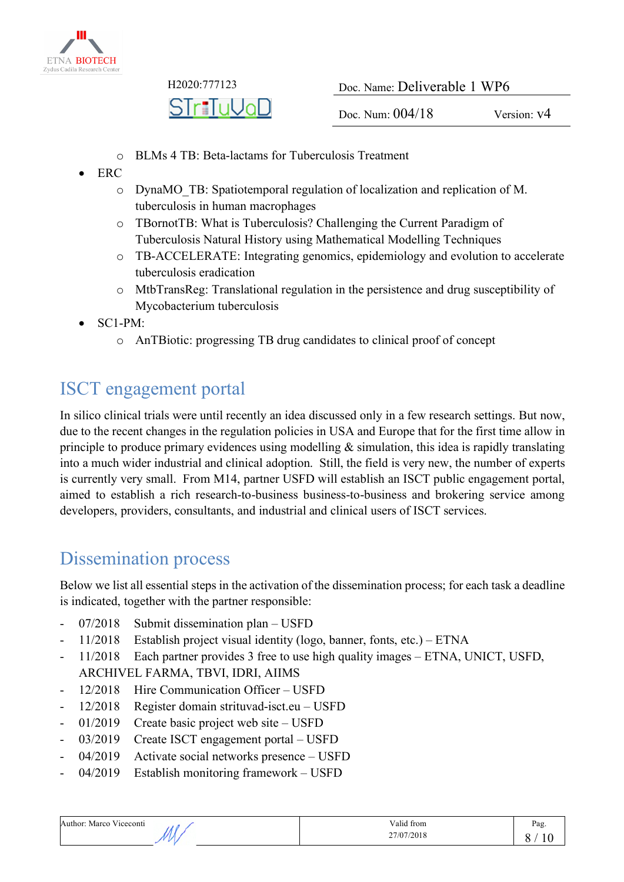- BLMs 4 TB: Beta-lactams for Tuberculosis Treatment
- ERC
    - DynaMO_TB: Spatiotemporal regulation of localization and replication of M. tuberculosis in human macrophages
    - TBornotTB: What is Tuberculosis? Challenging the Current Paradigm of Tuberculosis Natural History using Mathematical Modelling Techniques
    - TB-ACCELERATE: Integrating genomics, epidemiology and evolution to accelerate tuberculosis eradication
    - MtbTransReg: Translational regulation in the persistence and drug susceptibility of Mycobacterium tuberculosis
- SC1-PM:
    - AnTBiotic: progressing TB drug candidates to clinical proof of concept

# ISCT engagement portal

In silico clinical trials were until recently an idea discussed only in a few research settings. But now, due to the recent changes in the regulation policies in USA and Europe that for the first time allow in principle to produce primary evidences using modelling & simulation, this idea is rapidly translating into a much wider industrial and clinical adoption. Still, the field is very new, the number of experts is currently very small. From M14, partner USFD will establish an ISCT public engagement portal, aimed to establish a rich research-to-business business-to-business and brokering service among developers, providers, consultants, and industrial and clinical users of ISCT services.

# Dissemination process

Below we list all essential steps in the activation of the dissemination process; for each task a deadline is indicated, together with the partner responsible:

- 07/2018 Submit dissemination plan – USFD
- 11/2018 Establish project visual identity (logo, banner, fonts, etc.) – ETNA
- 11/2018 Each partner provides 3 free to use high quality images – ETNA, UNICT, USFD, ARCHIVEL FARMA, TBVI, IDRI, AIIMS
- 12/2018 Hire Communication Officer – USFD
- 12/2018 Register domain strituvad-isct.eu – USFD
- 01/2019 Create basic project web site – USFD
- 03/2019 Create ISCT engagement portal – USFD
- 04/2019 Activate social networks presence – USFD
- 04/2019 Establish monitoring framework – USFD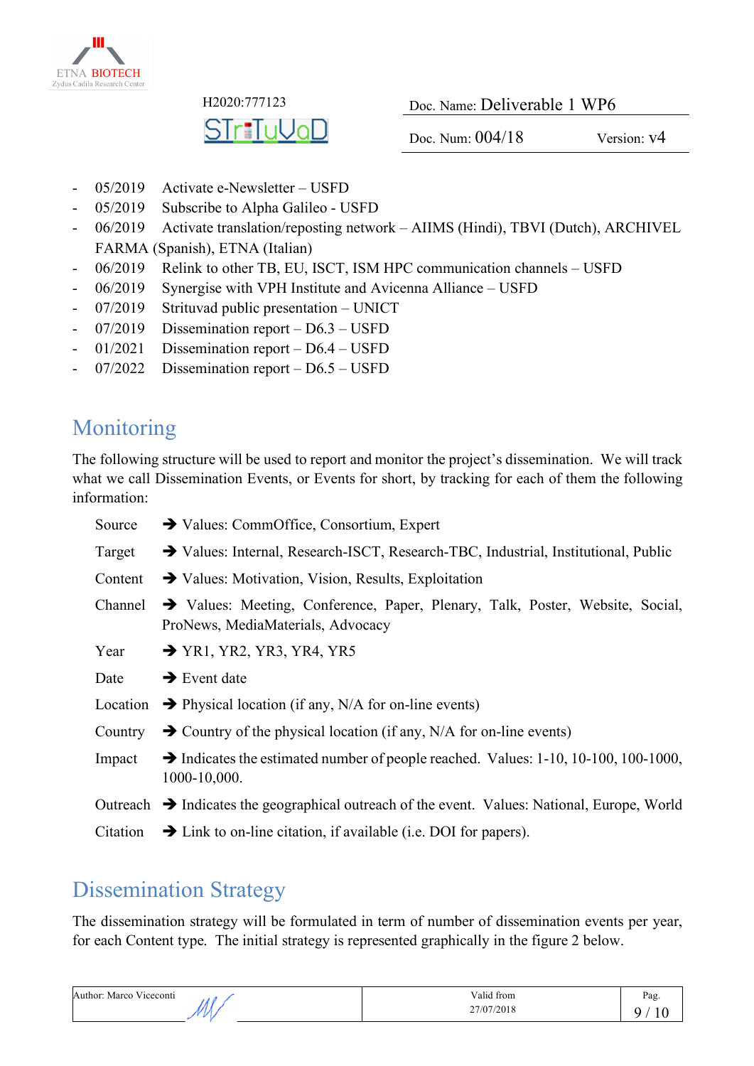- 05/2019 Activate e-Newsletter – USFD
- 05/2019 Subscribe to Alpha Galileo - USFD
- 06/2019 Activate translation/reposting network – AIIMS (Hindi), TBVI (Dutch), ARCHIVEL FARMA (Spanish), ETNA (Italian)
- 06/2019 Relink to other TB, EU, ISCT, ISM HPC communication channels – USFD
- 06/2019 Synergise with VPH Institute and Avicenna Alliance – USFD
- 07/2019 Strituvad public presentation – UNICT
- 07/2019 Dissemination report – D6.3 – USFD
- 01/2021 Dissemination report – D6.4 – USFD
- 07/2022 Dissemination report – D6.5 – USFD

# Monitoring

The following structure will be used to report and monitor the project's dissemination. We will track what we call Dissemination Events, or Events for short, by tracking for each of them the following information:

- Source ➔ Values: CommOffice, Consortium, Expert
- Target ➔ Values: Internal, Research-ISCT, Research-TBC, Industrial, Institutional, Public
- Content ➔ Values: Motivation, Vision, Results, Exploitation
- Channel ➔ Values: Meeting, Conference, Paper, Plenary, Talk, Poster, Website, Social, ProNews, MediaMaterials, Advocacy
- Year ➔ YR1, YR2, YR3, YR4, YR5
- Date ➔ Event date
- Location ➔ Physical location (if any, N/A for on-line events)
- Country ➔ Country of the physical location (if any, N/A for on-line events)
- Impact ➔ Indicates the estimated number of people reached. Values: 1-10, 10-100, 100-1000, 1000-10,000.
- Outreach ➔ Indicates the geographical outreach of the event. Values: National, Europe, World
- Citation ➔ Link to on-line citation, if available (i.e. DOI for papers).

# Dissemination Strategy

The dissemination strategy will be formulated in term of number of dissemination events per year, for each Content type. The initial strategy is represented graphically in the figure 2 below.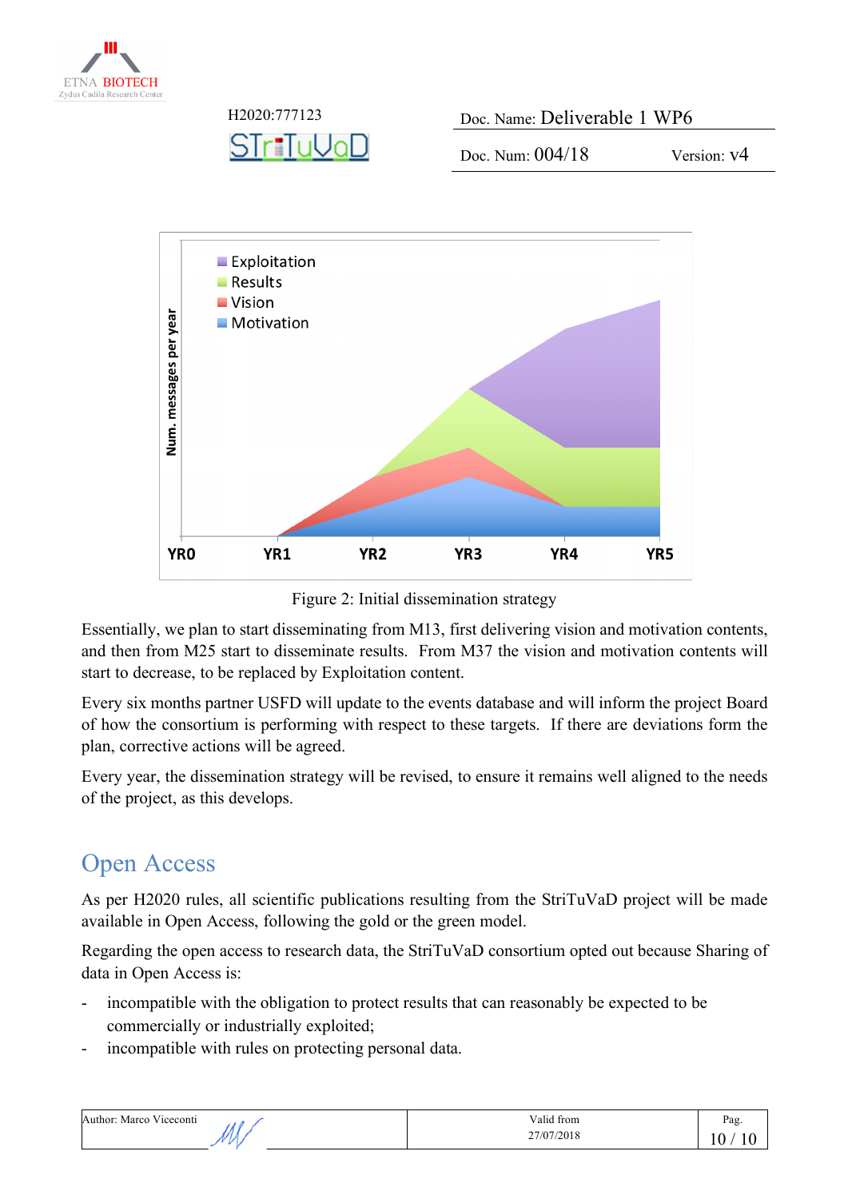Exploitation
Results
Vision
Motivation

Num. messages per year

YR0 YR1 YR2 YR3 YR4 YR5

Figure 2: Initial dissemination strategy

Essentially, we plan to start disseminating from M13, first delivering vision and motivation contents, and then from M25 start to disseminate results. From M37 the vision and motivation contents will start to decrease, to be replaced by Exploitation content.

Every six months partner USFD will update to the events database and will inform the project Board of how the consortium is performing with respect to these targets. If there are deviations form the plan, corrective actions will be agreed.

Every year, the dissemination strategy will be revised, to ensure it remains well aligned to the needs of the project, as this develops.

# Open Access

As per H2020 rules, all scientific publications resulting from the StriTuVaD project will be made available in Open Access, following the gold or the green model.

Regarding the open access to research data, the StriTuVaD consortium opted out because Sharing of data in Open Access is:

- incompatible with the obligation to protect results that can reasonably be expected to be commercially or industrially exploited;
- incompatible with rules on protecting personal data.